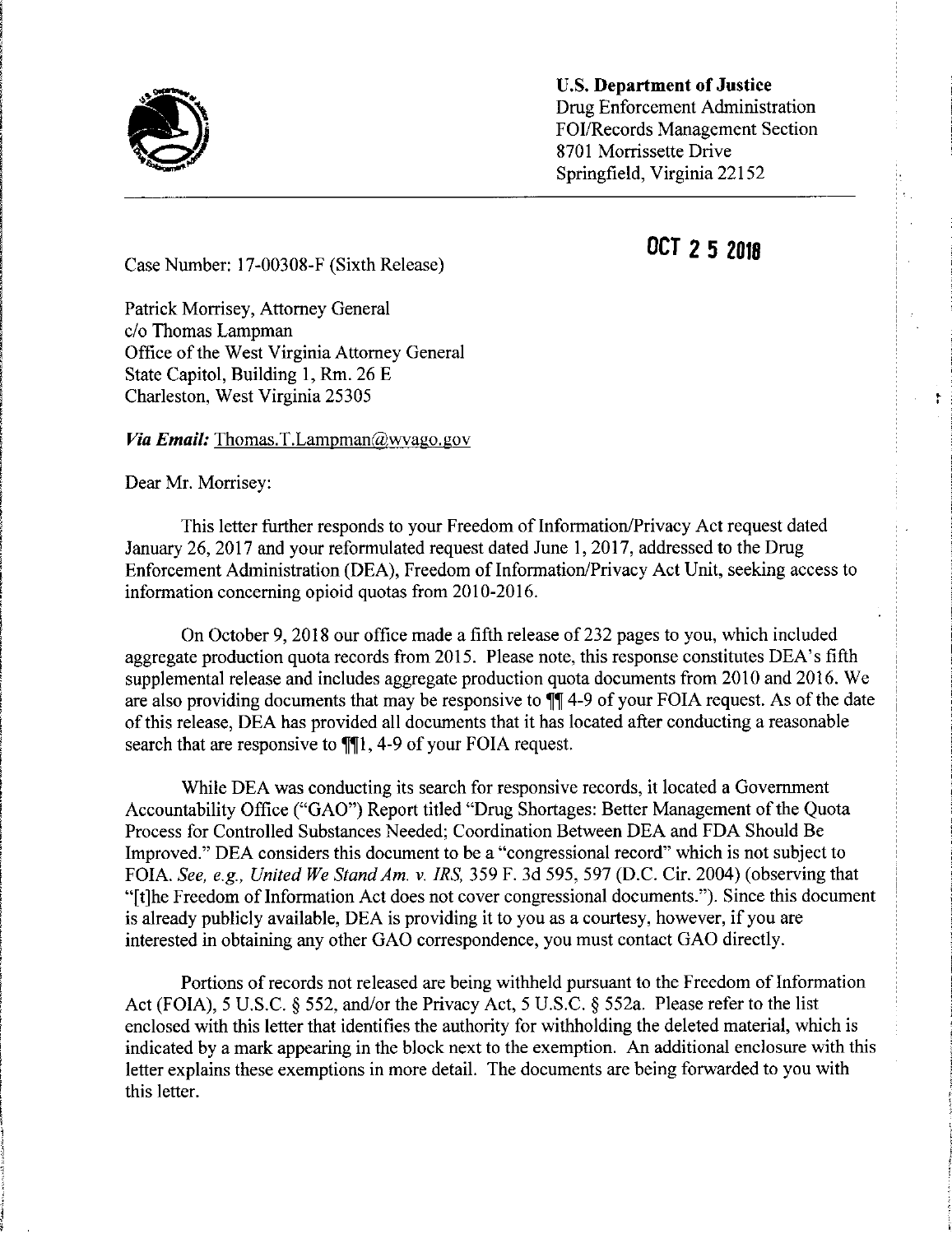**U.S. Department of Justice**
Drug Enforcement Administration
FOI/Records Management Section
8701 Morrissette Drive
Springfield, Virginia 22152

**OCT 2 5 2018**

Case Number: 17-00308-F (Sixth Release)

Patrick Morrisey, Attorney General
c/o Thomas Lampman
Office of the West Virginia Attorney General
State Capitol, Building 1, Rm. 26 E
Charleston, West Virginia 25305

***Via Email:*** Thomas.T.Lampman@wvago.gov

Dear Mr. Morrisey:

This letter further responds to your Freedom of Information/Privacy Act request dated January 26, 2017 and your reformulated request dated June 1, 2017, addressed to the Drug Enforcement Administration (DEA), Freedom of Information/Privacy Act Unit, seeking access to information concerning opioid quotas from 2010-2016.

On October 9, 2018 our office made a fifth release of 232 pages to you, which included aggregate production quota records from 2015. Please note, this response constitutes DEA's fifth supplemental release and includes aggregate production quota documents from 2010 and 2016. We are also providing documents that may be responsive to ¶¶ 4-9 of your FOIA request. As of the date of this release, DEA has provided all documents that it has located after conducting a reasonable search that are responsive to ¶¶1, 4-9 of your FOIA request.

While DEA was conducting its search for responsive records, it located a Government Accountability Office ("GAO") Report titled "Drug Shortages: Better Management of the Quota Process for Controlled Substances Needed; Coordination Between DEA and FDA Should Be Improved." DEA considers this document to be a "congressional record" which is not subject to FOIA. *See, e.g., United We Stand Am. v. IRS,* 359 F. 3d 595, 597 (D.C. Cir. 2004) (observing that "[t]he Freedom of Information Act does not cover congressional documents."). Since this document is already publicly available, DEA is providing it to you as a courtesy, however, if you are interested in obtaining any other GAO correspondence, you must contact GAO directly.

Portions of records not released are being withheld pursuant to the Freedom of Information Act (FOIA), 5 U.S.C. § 552, and/or the Privacy Act, 5 U.S.C. § 552a. Please refer to the list enclosed with this letter that identifies the authority for withholding the deleted material, which is indicated by a mark appearing in the block next to the exemption. An additional enclosure with this letter explains these exemptions in more detail. The documents are being forwarded to you with this letter.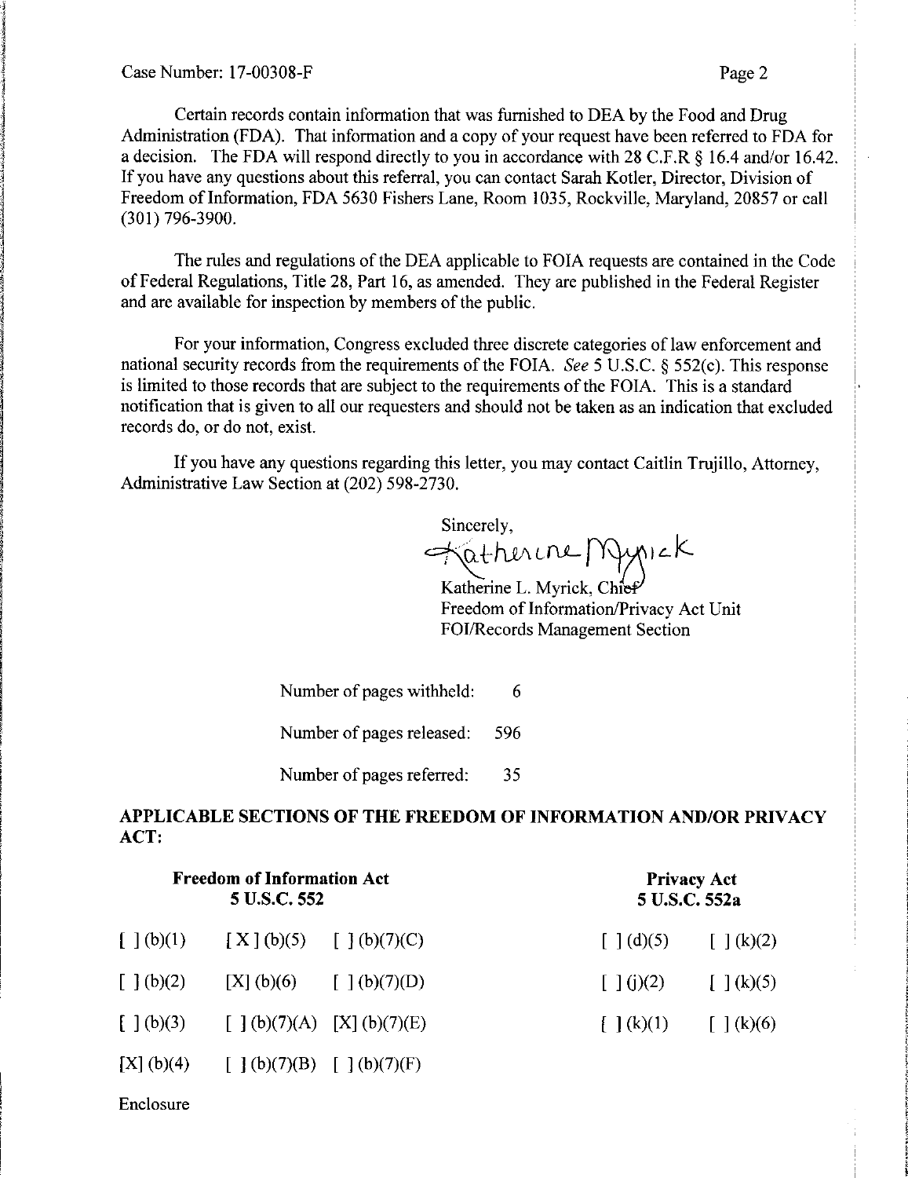Case Number: 17-00308-F

Certain records contain information that was furnished to DEA by the Food and Drug Administration (FDA). That information and a copy of your request have been referred to FDA for a decision. The FDA will respond directly to you in accordance with 28 C.F.R § 16.4 and/or 16.42. If you have any questions about this referral, you can contact Sarah Kotler, Director, Division of Freedom of Information, FDA 5630 Fishers Lane, Room 1035, Rockville, Maryland, 20857 or call (301) 796-3900.

The rules and regulations of the DEA applicable to FOIA requests are contained in the Code of Federal Regulations, Title 28, Part 16, as amended. They are published in the Federal Register and are available for inspection by members of the public.

For your information, Congress excluded three discrete categories of law enforcement and national security records from the requirements of the FOIA. *See* 5 U.S.C. § 552(c). This response is limited to those records that are subject to the requirements of the FOIA. This is a standard notification that is given to all our requesters and should not be taken as an indication that excluded records do, or do not, exist.

If you have any questions regarding this letter, you may contact Caitlin Trujillo, Attorney, Administrative Law Section at (202) 598-2730.

Sincerely,

Katherine Myrick

Katherine L. Myrick, Chief
Freedom of Information/Privacy Act Unit
FOI/Records Management Section

Number of pages withheld: 6

Number of pages released: 596

Number of pages referred: 35

**APPLICABLE SECTIONS OF THE FREEDOM OF INFORMATION AND/OR PRIVACY ACT:**

| Freedom of Information Act 5 U.S.C. 552 | | | Privacy Act 5 U.S.C. 552a | |
|---|---|---|---|---|
| [ ] (b)(1) | [X] (b)(5) | [ ] (b)(7)(C) | [ ] (d)(5) | [ ] (k)(2) |
| [ ] (b)(2) | [X] (b)(6) | [ ] (b)(7)(D) | [ ] (j)(2) | [ ] (k)(5) |
| [ ] (b)(3) | [ ] (b)(7)(A) | [X] (b)(7)(E) | [ ] (k)(1) | [ ] (k)(6) |
| [X] (b)(4) | [ ] (b)(7)(B) | [ ] (b)(7)(F) | | |

Enclosure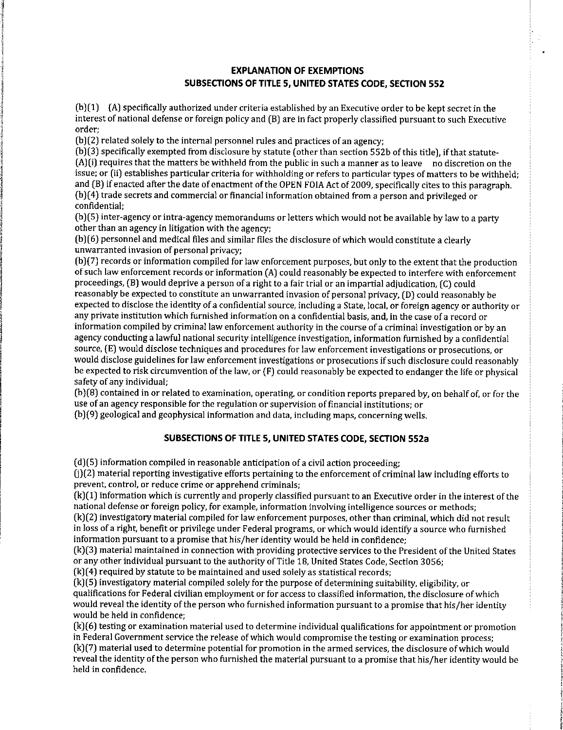## EXPLANATION OF EXEMPTIONS
## SUBSECTIONS OF TITLE 5, UNITED STATES CODE, SECTION 552

(b)(1) (A) specifically authorized under criteria established by an Executive order to be kept secret in the interest of national defense or foreign policy and (B) are in fact properly classified pursuant to such Executive order;

(b)(2) related solely to the internal personnel rules and practices of an agency;

(b)(3) specifically exempted from disclosure by statute (other than section 552b of this title), if that statute-(A)(i) requires that the matters be withheld from the public in such a manner as to leave no discretion on the issue; or (ii) establishes particular criteria for withholding or refers to particular types of matters to be withheld; and (B) if enacted after the date of enactment of the OPEN FOIA Act of 2009, specifically cites to this paragraph.

(b)(4) trade secrets and commercial or financial information obtained from a person and privileged or confidential;

(b)(5) inter-agency or intra-agency memorandums or letters which would not be available by law to a party other than an agency in litigation with the agency;

(b)(6) personnel and medical files and similar files the disclosure of which would constitute a clearly unwarranted invasion of personal privacy;

(b)(7) records or information compiled for law enforcement purposes, but only to the extent that the production of such law enforcement records or information (A) could reasonably be expected to interfere with enforcement proceedings, (B) would deprive a person of a right to a fair trial or an impartial adjudication, (C) could reasonably be expected to constitute an unwarranted invasion of personal privacy, (D) could reasonably be expected to disclose the identity of a confidential source, including a State, local, or foreign agency or authority or any private institution which furnished information on a confidential basis, and, in the case of a record or information compiled by criminal law enforcement authority in the course of a criminal investigation or by an agency conducting a lawful national security intelligence investigation, information furnished by a confidential source, (E) would disclose techniques and procedures for law enforcement investigations or prosecutions, or would disclose guidelines for law enforcement investigations or prosecutions if such disclosure could reasonably be expected to risk circumvention of the law, or (F) could reasonably be expected to endanger the life or physical safety of any individual;

(b)(8) contained in or related to examination, operating, or condition reports prepared by, on behalf of, or for the use of an agency responsible for the regulation or supervision of financial institutions; or

(b)(9) geological and geophysical information and data, including maps, concerning wells.

## SUBSECTIONS OF TITLE 5, UNITED STATES CODE, SECTION 552a

(d)(5) information compiled in reasonable anticipation of a civil action proceeding;

(j)(2) material reporting investigative efforts pertaining to the enforcement of criminal law including efforts to prevent, control, or reduce crime or apprehend criminals;

(k)(1) information which is currently and properly classified pursuant to an Executive order in the interest of the national defense or foreign policy, for example, information involving intelligence sources or methods;

(k)(2) investigatory material compiled for law enforcement purposes, other than criminal, which did not result in loss of a right, benefit or privilege under Federal programs, or which would identify a source who furnished information pursuant to a promise that his/her identity would be held in confidence;

(k)(3) material maintained in connection with providing protective services to the President of the United States or any other individual pursuant to the authority of Title 18, United States Code, Section 3056;

(k)(4) required by statute to be maintained and used solely as statistical records;

(k)(5) investigatory material compiled solely for the purpose of determining suitability, eligibility, or qualifications for Federal civilian employment or for access to classified information, the disclosure of which would reveal the identity of the person who furnished information pursuant to a promise that his/her identity would be held in confidence;

(k)(6) testing or examination material used to determine individual qualifications for appointment or promotion in Federal Government service the release of which would compromise the testing or examination process;

(k)(7) material used to determine potential for promotion in the armed services, the disclosure of which would reveal the identity of the person who furnished the material pursuant to a promise that his/her identity would be held in confidence.